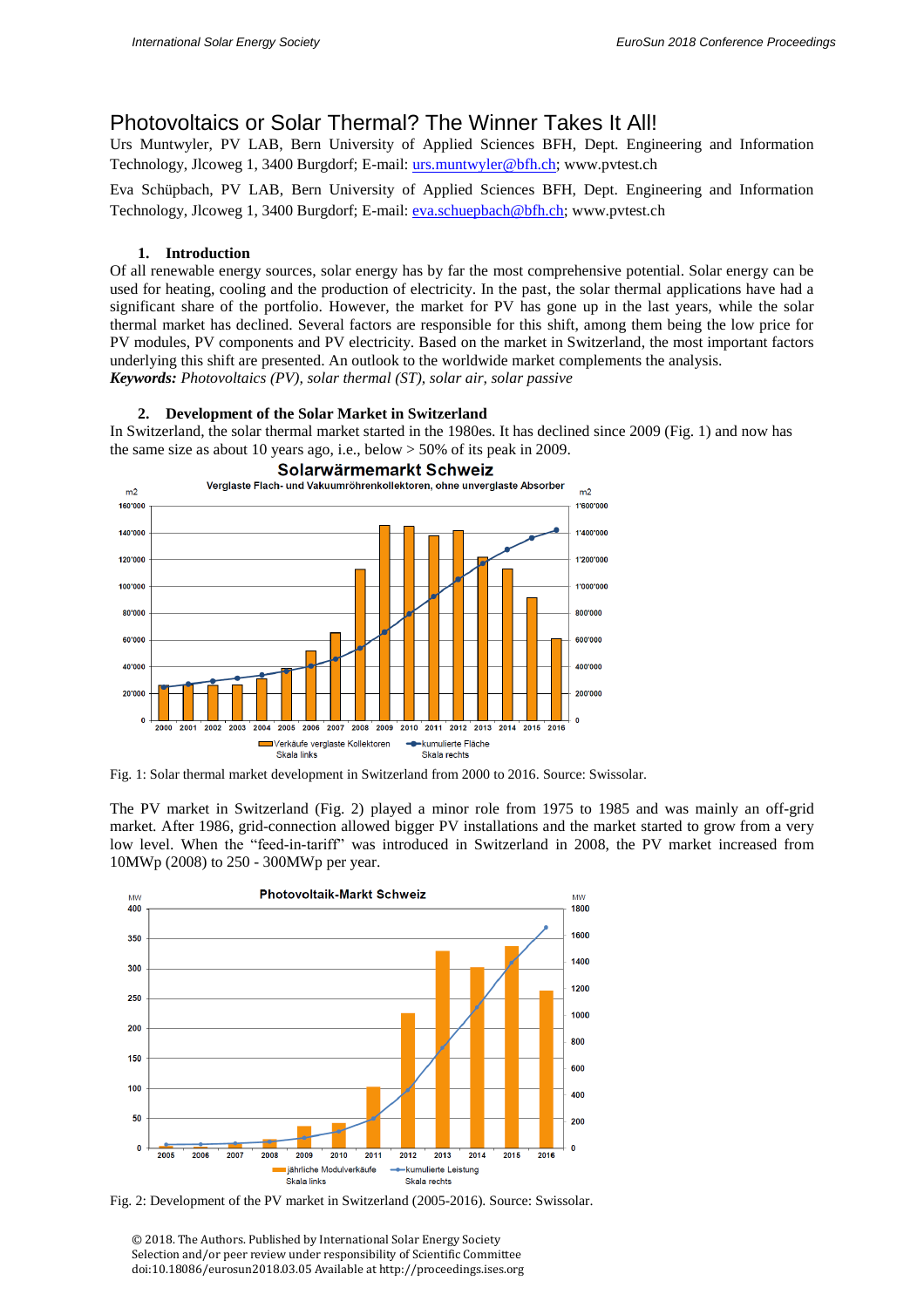# Photovoltaics or Solar Thermal? The Winner Takes It All!

Urs Muntwyler, PV LAB, Bern University of Applied Sciences BFH, Dept. Engineering and Information Technology, Jlcoweg 1, 3400 Burgdorf; E-mail: urs.muntwyler@bfh.ch; www.pvtest.ch

Eva Schüpbach, PV LAB, Bern University of Applied Sciences BFH, Dept. Engineering and Information Technology, Jlcoweg 1, 3400 Burgdorf; E-mail: eva.schuepbach@bfh.ch; www.pvtest.ch

## 1. Introduction

Of all renewable energy sources, solar energy has by far the most comprehensive potential. Solar energy can be used for heating, cooling and the production of electricity. In the past, the solar thermal applications have had a significant share of the portfolio. However, the market for PV has gone up in the last years, while the solar thermal market has declined. Several factors are responsible for this shift, among them being the low price for PV modules, PV components and PV electricity. Based on the market in Switzerland, the most important factors underlying this shift are presented. An outlook to the worldwide market complements the analysis.

***Keywords:*** *Photovoltaics (PV), solar thermal (ST), solar air, solar passive*

## 2. Development of the Solar Market in Switzerland

In Switzerland, the solar thermal market started in the 1980es. It has declined since 2009 (Fig. 1) and now has the same size as about 10 years ago, i.e., below > 50% of its peak in 2009.

Fig. 1: Solar thermal market development in Switzerland from 2000 to 2016. Source: Swissolar.

The PV market in Switzerland (Fig. 2) played a minor role from 1975 to 1985 and was mainly an off-grid market. After 1986, grid-connection allowed bigger PV installations and the market started to grow from a very low level. When the “feed-in-tariff” was introduced in Switzerland in 2008, the PV market increased from 10MWp (2008) to 250 - 300MWp per year.

Fig. 2: Development of the PV market in Switzerland (2005-2016). Source: Swissolar.

© 2018. The Authors. Published by International Solar Energy Society
Selection and/or peer review under responsibility of Scientific Committee
doi:10.18086/eurosun2018.03.05 Available at http://proceedings.ises.org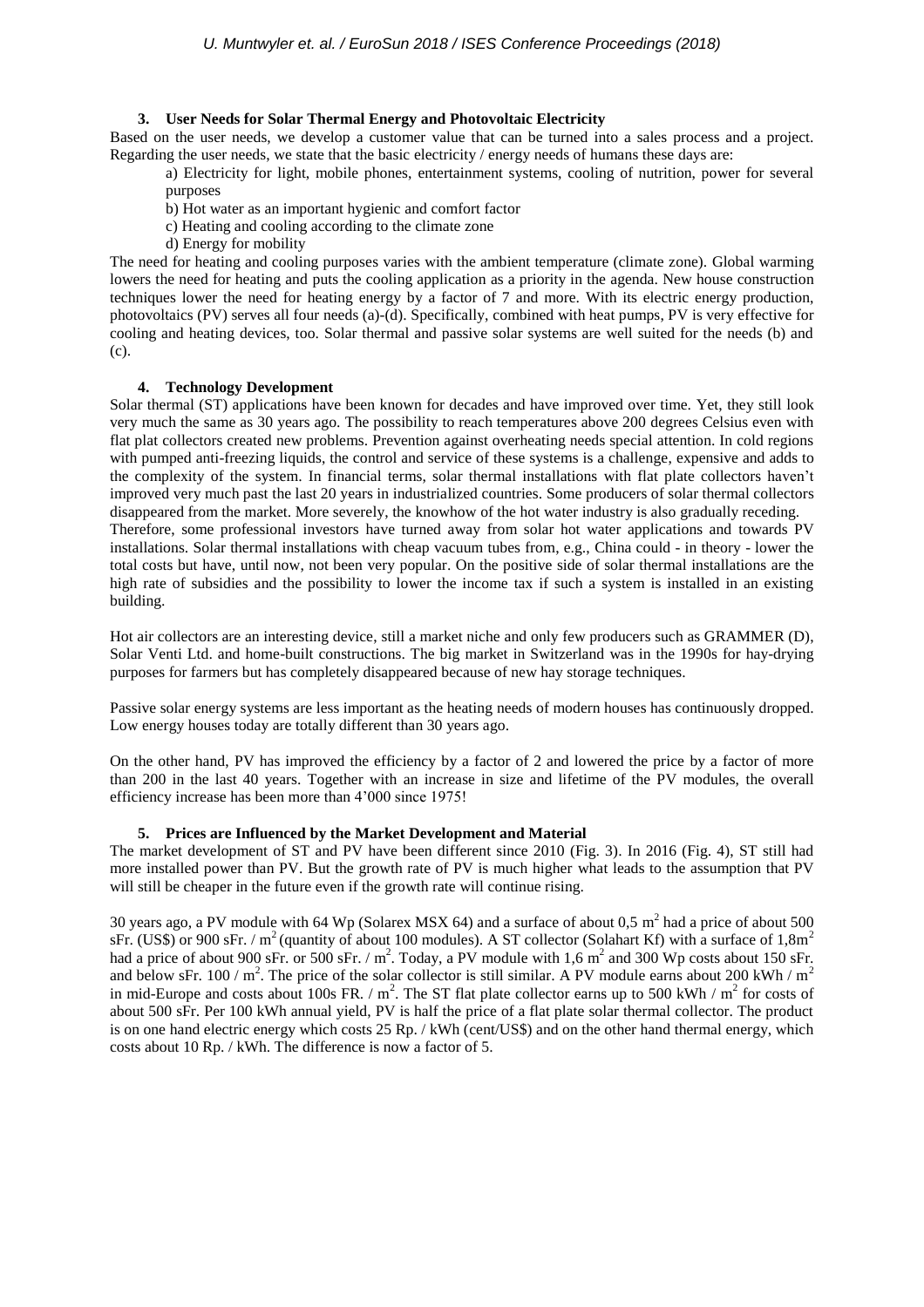### 3. User Needs for Solar Thermal Energy and Photovoltaic Electricity

Based on the user needs, we develop a customer value that can be turned into a sales process and a project. Regarding the user needs, we state that the basic electricity / energy needs of humans these days are:

a) Electricity for light, mobile phones, entertainment systems, cooling of nutrition, power for several purposes

b) Hot water as an important hygienic and comfort factor

c) Heating and cooling according to the climate zone

d) Energy for mobility

The need for heating and cooling purposes varies with the ambient temperature (climate zone). Global warming lowers the need for heating and puts the cooling application as a priority in the agenda. New house construction techniques lower the need for heating energy by a factor of 7 and more. With its electric energy production, photovoltaics (PV) serves all four needs (a)-(d). Specifically, combined with heat pumps, PV is very effective for cooling and heating devices, too. Solar thermal and passive solar systems are well suited for the needs (b) and (c).

### 4. Technology Development

Solar thermal (ST) applications have been known for decades and have improved over time. Yet, they still look very much the same as 30 years ago. The possibility to reach temperatures above 200 degrees Celsius even with flat plat collectors created new problems. Prevention against overheating needs special attention. In cold regions with pumped anti-freezing liquids, the control and service of these systems is a challenge, expensive and adds to the complexity of the system. In financial terms, solar thermal installations with flat plate collectors haven't improved very much past the last 20 years in industrialized countries. Some producers of solar thermal collectors disappeared from the market. More severely, the knowhow of the hot water industry is also gradually receding.

Therefore, some professional investors have turned away from solar hot water applications and towards PV installations. Solar thermal installations with cheap vacuum tubes from, e.g., China could - in theory - lower the total costs but have, until now, not been very popular. On the positive side of solar thermal installations are the high rate of subsidies and the possibility to lower the income tax if such a system is installed in an existing building.

Hot air collectors are an interesting device, still a market niche and only few producers such as GRAMMER (D), Solar Venti Ltd. and home-built constructions. The big market in Switzerland was in the 1990s for hay-drying purposes for farmers but has completely disappeared because of new hay storage techniques.

Passive solar energy systems are less important as the heating needs of modern houses has continuously dropped. Low energy houses today are totally different than 30 years ago.

On the other hand, PV has improved the efficiency by a factor of 2 and lowered the price by a factor of more than 200 in the last 40 years. Together with an increase in size and lifetime of the PV modules, the overall efficiency increase has been more than 4'000 since 1975!

### 5. Prices are Influenced by the Market Development and Material

The market development of ST and PV have been different since 2010 (Fig. 3). In 2016 (Fig. 4), ST still had more installed power than PV. But the growth rate of PV is much higher what leads to the assumption that PV will still be cheaper in the future even if the growth rate will continue rising.

30 years ago, a PV module with 64 Wp (Solarex MSX 64) and a surface of about 0,5 m$^2$ had a price of about 500 sFr. (US$) or 900 sFr. / m$^2$ (quantity of about 100 modules). A ST collector (Solahart Kf) with a surface of 1,8m$^2$ had a price of about 900 sFr. or 500 sFr. / m$^2$. Today, a PV module with 1,6 m$^2$ and 300 Wp costs about 150 sFr. and below sFr. 100 / m$^2$. The price of the solar collector is still similar. A PV module earns about 200 kWh / m$^2$ in mid-Europe and costs about 100s FR. / m$^2$. The ST flat plate collector earns up to 500 kWh / m$^2$ for costs of about 500 sFr. Per 100 kWh annual yield, PV is half the price of a flat plate solar thermal collector. The product is on one hand electric energy which costs 25 Rp. / kWh (cent/US$) and on the other hand thermal energy, which costs about 10 Rp. / kWh. The difference is now a factor of 5.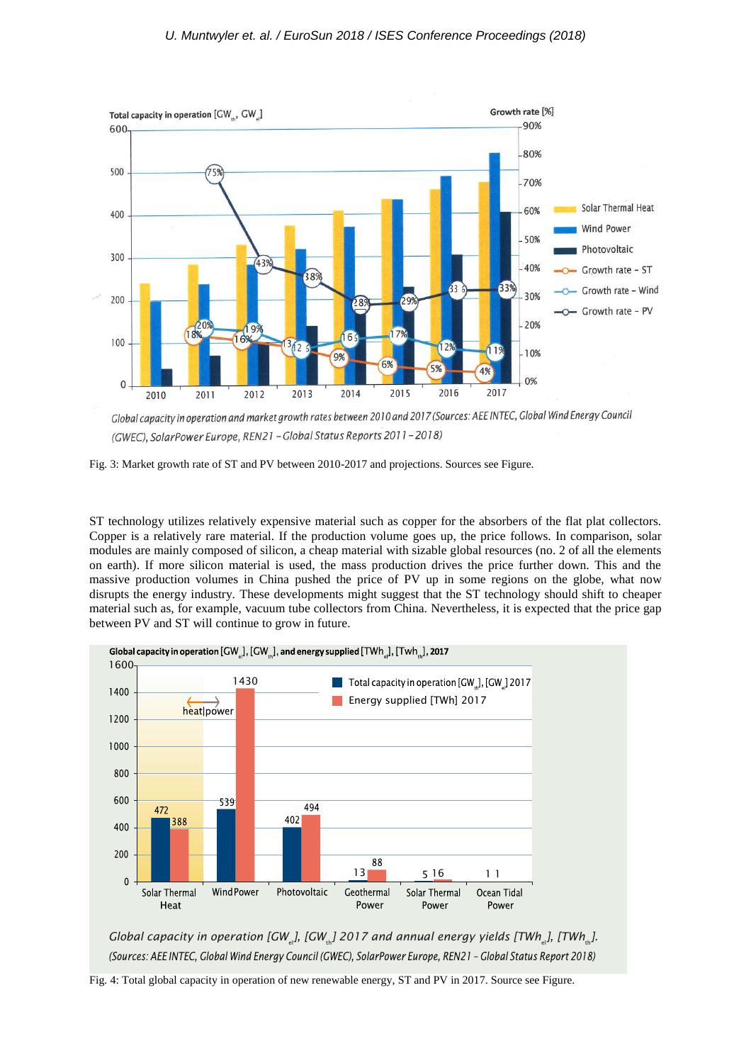Fig. 3: Market growth rate of ST and PV between 2010-2017 and projections. Sources see Figure.

ST technology utilizes relatively expensive material such as copper for the absorbers of the flat plat collectors. Copper is a relatively rare material. If the production volume goes up, the price follows. In comparison, solar modules are mainly composed of silicon, a cheap material with sizable global resources (no. 2 of all the elements on earth). If more silicon material is used, the mass production drives the price further down. This and the massive production volumes in China pushed the price of PV up in some regions on the globe, what now disrupts the energy industry. These developments might suggest that the ST technology should shift to cheaper material such as, for example, vacuum tube collectors from China. Nevertheless, it is expected that the price gap between PV and ST will continue to grow in future.

Fig. 4: Total global capacity in operation of new renewable energy, ST and PV in 2017. Source see Figure.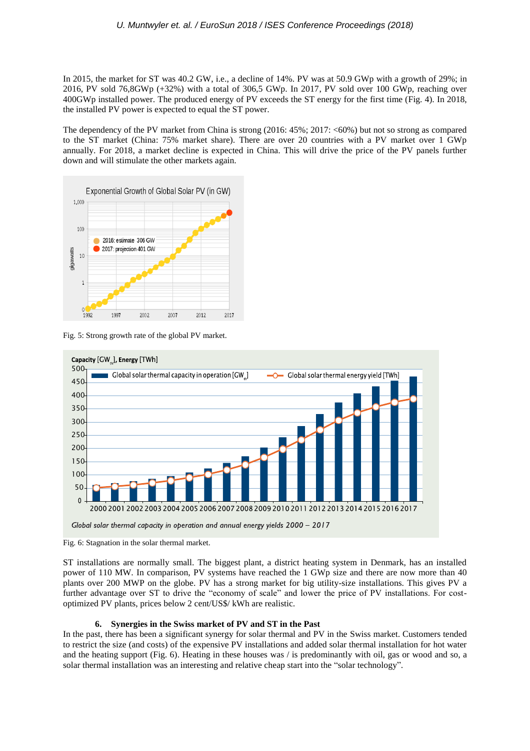In 2015, the market for ST was 40.2 GW, i.e., a decline of 14%. PV was at 50.9 GWp with a growth of 29%; in 2016, PV sold 76,8GWp (+32%) with a total of 306,5 GWp. In 2017, PV sold over 100 GWp, reaching over 400GWp installed power. The produced energy of PV exceeds the ST energy for the first time (Fig. 4). In 2018, the installed PV power is expected to equal the ST power.

The dependency of the PV market from China is strong (2016: 45%; 2017: <60%) but not so strong as compared to the ST market (China: 75% market share). There are over 20 countries with a PV market over 1 GWp annually. For 2018, a market decline is expected in China. This will drive the price of the PV panels further down and will stimulate the other markets again.

Fig. 5: Strong growth rate of the global PV market.

Fig. 6: Stagnation in the solar thermal market.

ST installations are normally small. The biggest plant, a district heating system in Denmark, has an installed power of 110 MW. In comparison, PV systems have reached the 1 GWp size and there are now more than 40 plants over 200 MWP on the globe. PV has a strong market for big utility-size installations. This gives PV a further advantage over ST to drive the "economy of scale" and lower the price of PV installations. For cost-optimized PV plants, prices below 2 cent/US$/ kWh are realistic.

## 6. Synergies in the Swiss market of PV and ST in the Past

In the past, there has been a significant synergy for solar thermal and PV in the Swiss market. Customers tended to restrict the size (and costs) of the expensive PV installations and added solar thermal installation for hot water and the heating support (Fig. 6). Heating in these houses was / is predominantly with oil, gas or wood and so, a solar thermal installation was an interesting and relative cheap start into the "solar technology".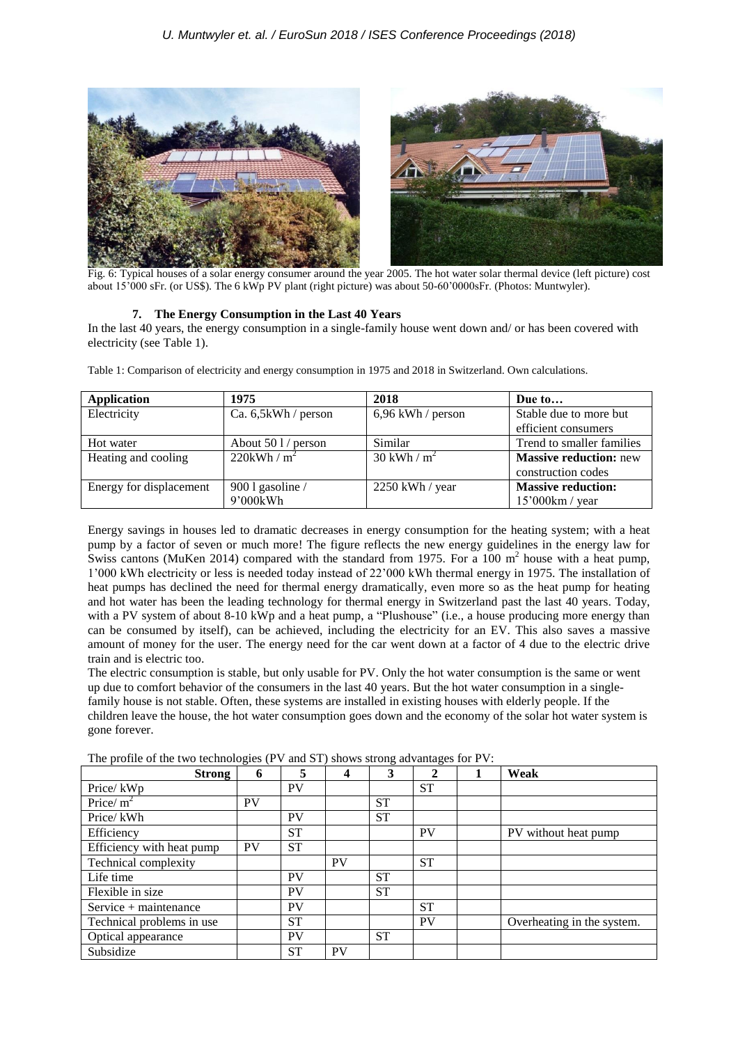Fig. 6: Typical houses of a solar energy consumer around the year 2005. The hot water solar thermal device (left picture) cost about 15'000 sFr. (or US$). The 6 kWp PV plant (right picture) was about 50-60'0000sFr. (Photos: Muntwyler).

## 7. The Energy Consumption in the Last 40 Years

In the last 40 years, the energy consumption in a single-family house went down and/ or has been covered with electricity (see Table 1).

Table 1: Comparison of electricity and energy consumption in 1975 and 2018 in Switzerland. Own calculations.

| Application | 1975 | 2018 | Due to… |
|---|---|---|---|
| Electricity | Ca. 6,5kWh / person | 6,96 kWh / person | Stable due to more but efficient consumers |
| Hot water | About 50 l / person | Similar | Trend to smaller families |
| Heating and cooling | 220kWh / $m^2$ | 30 kWh / $m^2$ | **Massive reduction:** new construction codes |
| Energy for displacement | 900 l gasoline / 9'000kWh | 2250 kWh / year | **Massive reduction:** 15'000km / year |

Energy savings in houses led to dramatic decreases in energy consumption for the heating system; with a heat pump by a factor of seven or much more! The figure reflects the new energy guidelines in the energy law for Swiss cantons (MuKen 2014) compared with the standard from 1975. For a 100 $m^2$ house with a heat pump, 1'000 kWh electricity or less is needed today instead of 22'000 kWh thermal energy in 1975. The installation of heat pumps has declined the need for thermal energy dramatically, even more so as the heat pump for heating and hot water has been the leading technology for thermal energy in Switzerland past the last 40 years. Today, with a PV system of about 8-10 kWp and a heat pump, a "Plushouse" (i.e., a house producing more energy than can be consumed by itself), can be achieved, including the electricity for an EV. This also saves a massive amount of money for the user. The energy need for the car went down at a factor of 4 due to the electric drive train and is electric too.

The electric consumption is stable, but only usable for PV. Only the hot water consumption is the same or went up due to comfort behavior of the consumers in the last 40 years. But the hot water consumption in a single-family house is not stable. Often, these systems are installed in existing houses with elderly people. If the children leave the house, the hot water consumption goes down and the economy of the solar hot water system is gone forever.

The profile of the two technologies (PV and ST) shows strong advantages for PV:

| Strong | 6 | 5 | 4 | 3 | 2 | 1 | Weak |
|---|---|---|---|---|---|---|---|
| Price/ kWp | | PV | | | ST | | |
| Price/ $m^2$ | PV | | | ST | | | |
| Price/ kWh | | PV | | ST | | | |
| Efficiency | | ST | | | PV | | PV without heat pump |
| Efficiency with heat pump | PV | ST | | | | | |
| Technical complexity | | | PV | | ST | | |
| Life time | | PV | | ST | | | |
| Flexible in size | | PV | | ST | | | |
| Service + maintenance | | PV | | | ST | | |
| Technical problems in use | | ST | | | PV | | Overheating in the system. |
| Optical appearance | | PV | | ST | | | |
| Subsidize | | ST | PV | | | | |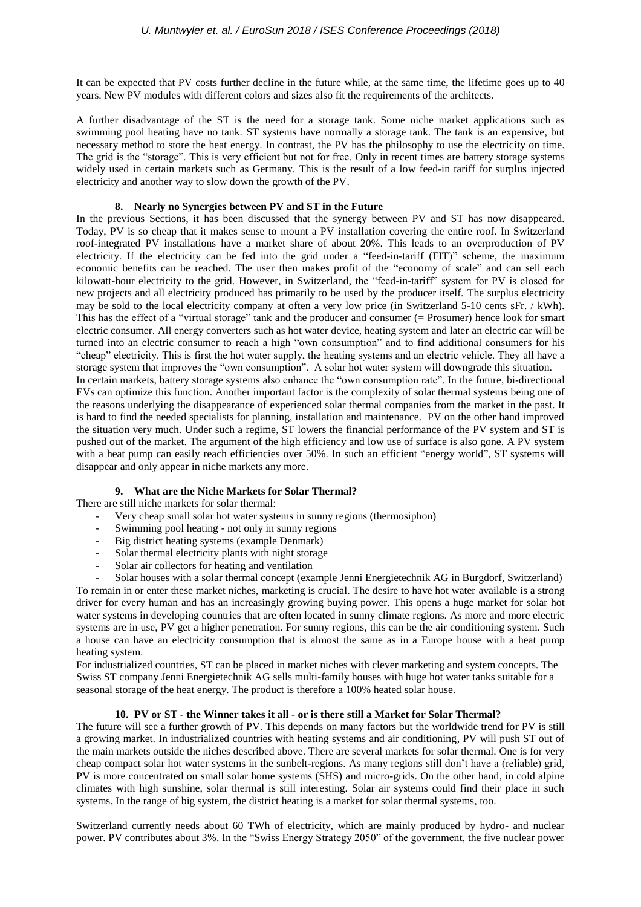It can be expected that PV costs further decline in the future while, at the same time, the lifetime goes up to 40 years. New PV modules with different colors and sizes also fit the requirements of the architects.

A further disadvantage of the ST is the need for a storage tank. Some niche market applications such as swimming pool heating have no tank. ST systems have normally a storage tank. The tank is an expensive, but necessary method to store the heat energy. In contrast, the PV has the philosophy to use the electricity on time. The grid is the "storage". This is very efficient but not for free. Only in recent times are battery storage systems widely used in certain markets such as Germany. This is the result of a low feed-in tariff for surplus injected electricity and another way to slow down the growth of the PV.

## 8. Nearly no Synergies between PV and ST in the Future

In the previous Sections, it has been discussed that the synergy between PV and ST has now disappeared. Today, PV is so cheap that it makes sense to mount a PV installation covering the entire roof. In Switzerland roof-integrated PV installations have a market share of about 20%. This leads to an overproduction of PV electricity. If the electricity can be fed into the grid under a "feed-in-tariff (FIT)" scheme, the maximum economic benefits can be reached. The user then makes profit of the "economy of scale" and can sell each kilowatt-hour electricity to the grid. However, in Switzerland, the "feed-in-tariff" system for PV is closed for new projects and all electricity produced has primarily to be used by the producer itself. The surplus electricity may be sold to the local electricity company at often a very low price (in Switzerland 5-10 cents sFr. / kWh). This has the effect of a "virtual storage" tank and the producer and consumer (= Prosumer) hence look for smart electric consumer. All energy converters such as hot water device, heating system and later an electric car will be turned into an electric consumer to reach a high "own consumption" and to find additional consumers for his "cheap" electricity. This is first the hot water supply, the heating systems and an electric vehicle. They all have a storage system that improves the "own consumption". A solar hot water system will downgrade this situation.

In certain markets, battery storage systems also enhance the "own consumption rate". In the future, bi-directional EVs can optimize this function. Another important factor is the complexity of solar thermal systems being one of the reasons underlying the disappearance of experienced solar thermal companies from the market in the past. It is hard to find the needed specialists for planning, installation and maintenance. PV on the other hand improved the situation very much. Under such a regime, ST lowers the financial performance of the PV system and ST is pushed out of the market. The argument of the high efficiency and low use of surface is also gone. A PV system with a heat pump can easily reach efficiencies over 50%. In such an efficient "energy world", ST systems will disappear and only appear in niche markets any more.

## 9. What are the Niche Markets for Solar Thermal?

There are still niche markets for solar thermal:

- Very cheap small solar hot water systems in sunny regions (thermosiphon)
- Swimming pool heating - not only in sunny regions
- Big district heating systems (example Denmark)
- Solar thermal electricity plants with night storage
- Solar air collectors for heating and ventilation
- Solar houses with a solar thermal concept (example Jenni Energietechnik AG in Burgdorf, Switzerland)

To remain in or enter these market niches, marketing is crucial. The desire to have hot water available is a strong driver for every human and has an increasingly growing buying power. This opens a huge market for solar hot water systems in developing countries that are often located in sunny climate regions. As more and more electric systems are in use, PV get a higher penetration. For sunny regions, this can be the air conditioning system. Such a house can have an electricity consumption that is almost the same as in a Europe house with a heat pump heating system.

For industrialized countries, ST can be placed in market niches with clever marketing and system concepts. The Swiss ST company Jenni Energietechnik AG sells multi-family houses with huge hot water tanks suitable for a seasonal storage of the heat energy. The product is therefore a 100% heated solar house.

## 10. PV or ST - the Winner takes it all - or is there still a Market for Solar Thermal?

The future will see a further growth of PV. This depends on many factors but the worldwide trend for PV is still a growing market. In industrialized countries with heating systems and air conditioning, PV will push ST out of the main markets outside the niches described above. There are several markets for solar thermal. One is for very cheap compact solar hot water systems in the sunbelt-regions. As many regions still don't have a (reliable) grid, PV is more concentrated on small solar home systems (SHS) and micro-grids. On the other hand, in cold alpine climates with high sunshine, solar thermal is still interesting. Solar air systems could find their place in such systems. In the range of big system, the district heating is a market for solar thermal systems, too.

Switzerland currently needs about 60 TWh of electricity, which are mainly produced by hydro- and nuclear power. PV contributes about 3%. In the "Swiss Energy Strategy 2050" of the government, the five nuclear power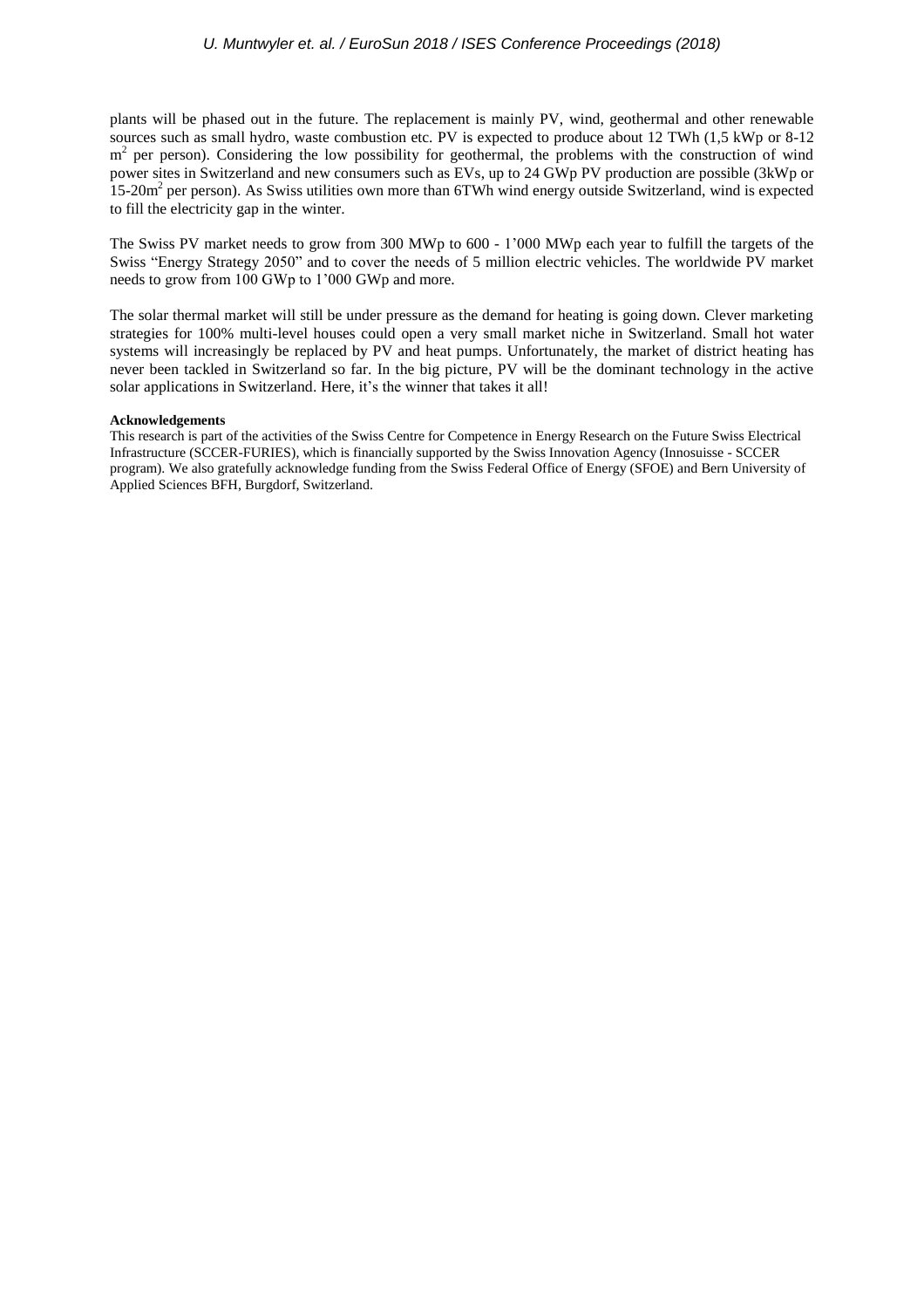plants will be phased out in the future. The replacement is mainly PV, wind, geothermal and other renewable sources such as small hydro, waste combustion etc. PV is expected to produce about 12 TWh (1,5 kWp or 8-12 $m^2$ per person). Considering the low possibility for geothermal, the problems with the construction of wind power sites in Switzerland and new consumers such as EVs, up to 24 GWp PV production are possible (3kWp or 15-20$m^2$ per person). As Swiss utilities own more than 6TWh wind energy outside Switzerland, wind is expected to fill the electricity gap in the winter.

The Swiss PV market needs to grow from 300 MWp to 600 - 1'000 MWp each year to fulfill the targets of the Swiss "Energy Strategy 2050" and to cover the needs of 5 million electric vehicles. The worldwide PV market needs to grow from 100 GWp to 1'000 GWp and more.

The solar thermal market will still be under pressure as the demand for heating is going down. Clever marketing strategies for 100% multi-level houses could open a very small market niche in Switzerland. Small hot water systems will increasingly be replaced by PV and heat pumps. Unfortunately, the market of district heating has never been tackled in Switzerland so far. In the big picture, PV will be the dominant technology in the active solar applications in Switzerland. Here, it's the winner that takes it all!

**Acknowledgements**

This research is part of the activities of the Swiss Centre for Competence in Energy Research on the Future Swiss Electrical Infrastructure (SCCER-FURIES), which is financially supported by the Swiss Innovation Agency (Innosuisse - SCCER program). We also gratefully acknowledge funding from the Swiss Federal Office of Energy (SFOE) and Bern University of Applied Sciences BFH, Burgdorf, Switzerland.